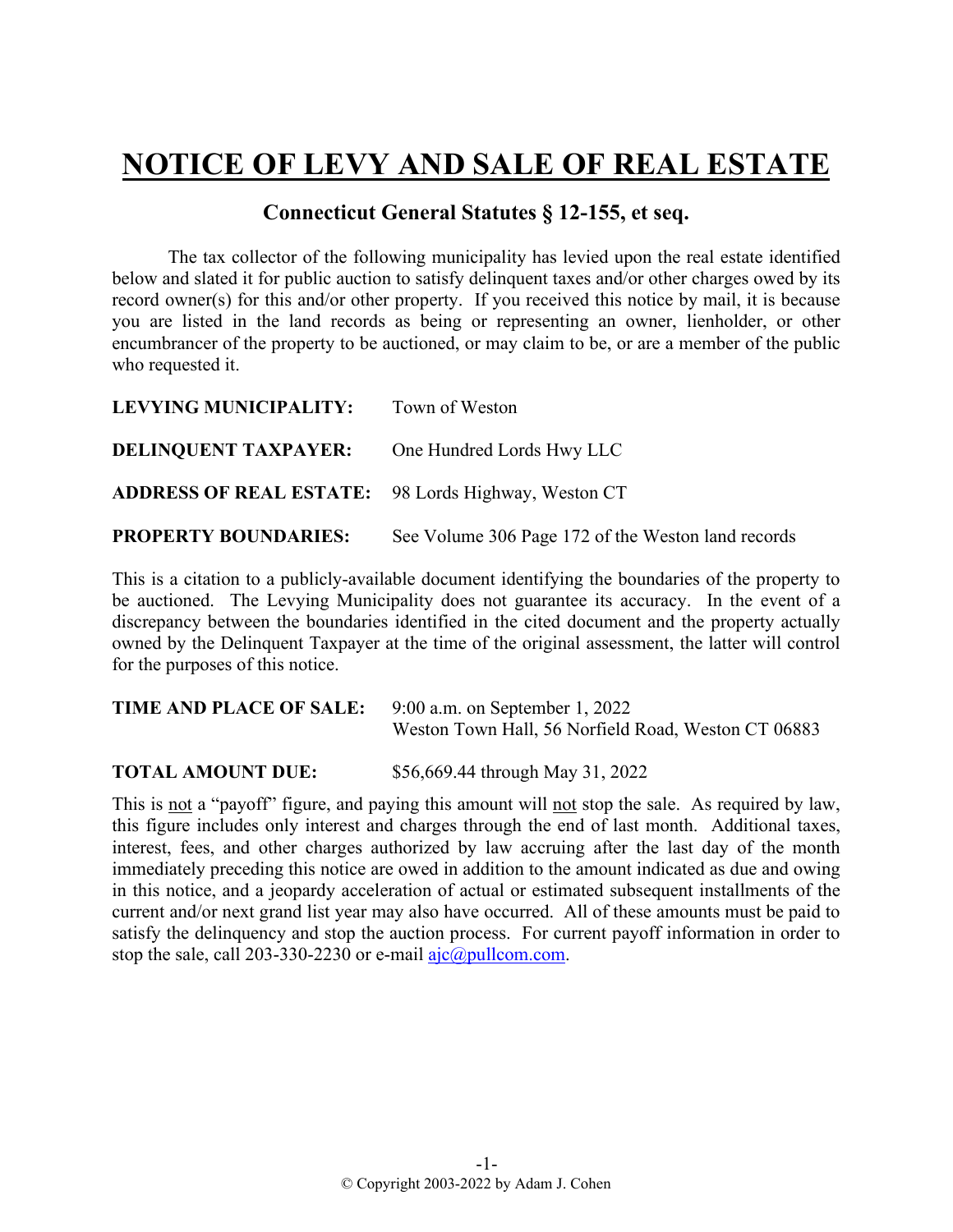# NOTICE OF LEVY AND SALE OF REAL ESTATE

## Connecticut General Statutes § 12-155, et seq.

The tax collector of the following municipality has levied upon the real estate identified below and slated it for public auction to satisfy delinquent taxes and/or other charges owed by its record owner(s) for this and/or other property. If you received this notice by mail, it is because you are listed in the land records as being or representing an owner, lienholder, or other encumbrancer of the property to be auctioned, or may claim to be, or are a member of the public who requested it.

**LEVYING MUNICIPALITY:** Town of Weston

**DELINQUENT TAXPAYER:** One Hundred Lords Hwy LLC

**ADDRESS OF REAL ESTATE:** 98 Lords Highway, Weston CT

**PROPERTY BOUNDARIES:** See Volume 306 Page 172 of the Weston land records

This is a citation to a publicly-available document identifying the boundaries of the property to be auctioned. The Levying Municipality does not guarantee its accuracy. In the event of a discrepancy between the boundaries identified in the cited document and the property actually owned by the Delinquent Taxpayer at the time of the original assessment, the latter will control for the purposes of this notice.

**TIME AND PLACE OF SALE:** 9:00 a.m. on September 1, 2022
Weston Town Hall, 56 Norfield Road, Weston CT 06883

**TOTAL AMOUNT DUE:** $56,669.44 through May 31, 2022

This is not a "payoff" figure, and paying this amount will not stop the sale. As required by law, this figure includes only interest and charges through the end of last month. Additional taxes, interest, fees, and other charges authorized by law accruing after the last day of the month immediately preceding this notice are owed in addition to the amount indicated as due and owing in this notice, and a jeopardy acceleration of actual or estimated subsequent installments of the current and/or next grand list year may also have occurred. All of these amounts must be paid to satisfy the delinquency and stop the auction process. For current payoff information in order to stop the sale, call 203-330-2230 or e-mail ajc@pullcom.com.

© Copyright 2003-2022 by Adam J. Cohen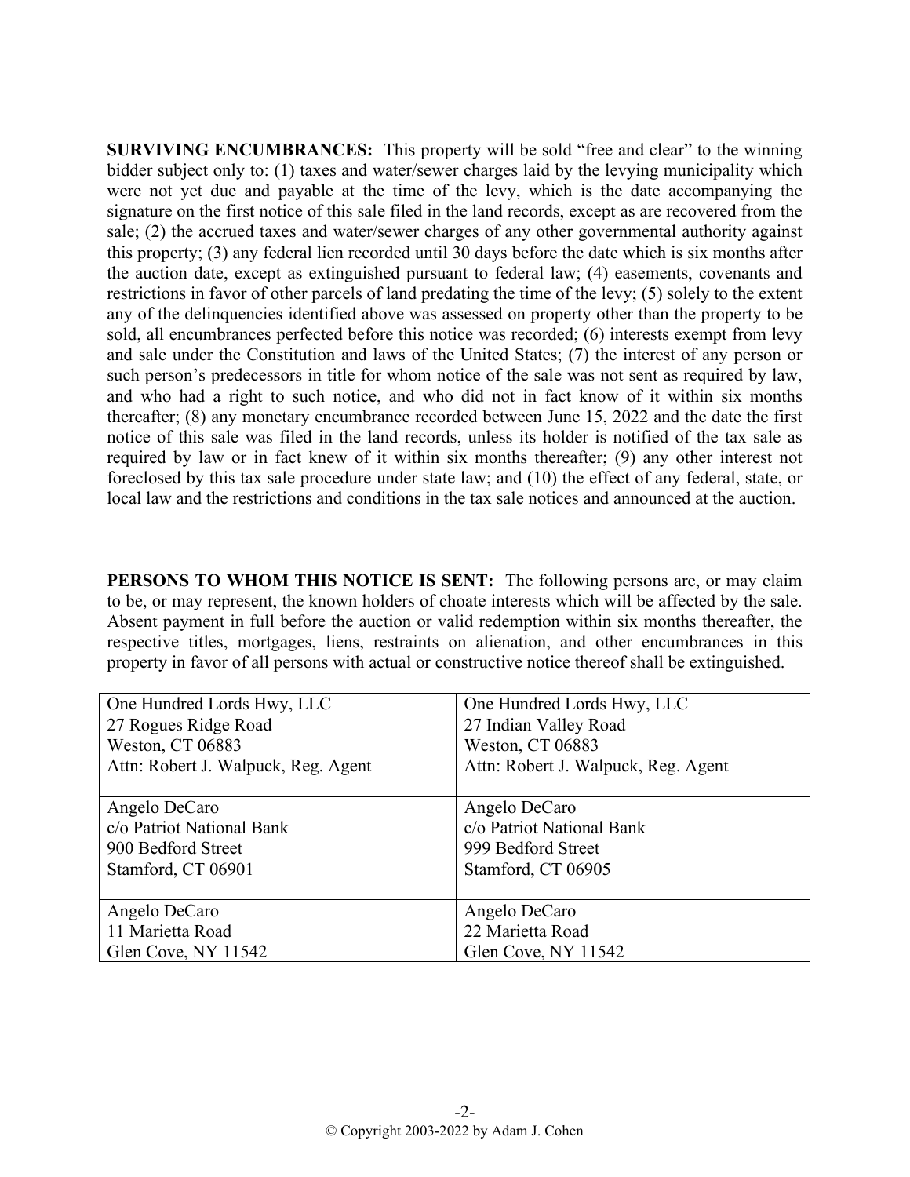**SURVIVING ENCUMBRANCES:** This property will be sold "free and clear" to the winning bidder subject only to: (1) taxes and water/sewer charges laid by the levying municipality which were not yet due and payable at the time of the levy, which is the date accompanying the signature on the first notice of this sale filed in the land records, except as are recovered from the sale; (2) the accrued taxes and water/sewer charges of any other governmental authority against this property; (3) any federal lien recorded until 30 days before the date which is six months after the auction date, except as extinguished pursuant to federal law; (4) easements, covenants and restrictions in favor of other parcels of land predating the time of the levy; (5) solely to the extent any of the delinquencies identified above was assessed on property other than the property to be sold, all encumbrances perfected before this notice was recorded; (6) interests exempt from levy and sale under the Constitution and laws of the United States; (7) the interest of any person or such person's predecessors in title for whom notice of the sale was not sent as required by law, and who had a right to such notice, and who did not in fact know of it within six months thereafter; (8) any monetary encumbrance recorded between June 15, 2022 and the date the first notice of this sale was filed in the land records, unless its holder is notified of the tax sale as required by law or in fact knew of it within six months thereafter; (9) any other interest not foreclosed by this tax sale procedure under state law; and (10) the effect of any federal, state, or local law and the restrictions and conditions in the tax sale notices and announced at the auction.

**PERSONS TO WHOM THIS NOTICE IS SENT:** The following persons are, or may claim to be, or may represent, the known holders of choate interests which will be affected by the sale. Absent payment in full before the auction or valid redemption within six months thereafter, the respective titles, mortgages, liens, restraints on alienation, and other encumbrances in this property in favor of all persons with actual or constructive notice thereof shall be extinguished.

| | |
|---|---|
| One Hundred Lords Hwy, LLC<br>27 Rogues Ridge Road<br>Weston, CT 06883<br>Attn: Robert J. Walpuck, Reg. Agent | One Hundred Lords Hwy, LLC<br>27 Indian Valley Road<br>Weston, CT 06883<br>Attn: Robert J. Walpuck, Reg. Agent |
| Angelo DeCaro<br>c/o Patriot National Bank<br>900 Bedford Street<br>Stamford, CT 06901 | Angelo DeCaro<br>c/o Patriot National Bank<br>999 Bedford Street<br>Stamford, CT 06905 |
| Angelo DeCaro<br>11 Marietta Road<br>Glen Cove, NY 11542 | Angelo DeCaro<br>22 Marietta Road<br>Glen Cove, NY 11542 |

© Copyright 2003-2022 by Adam J. Cohen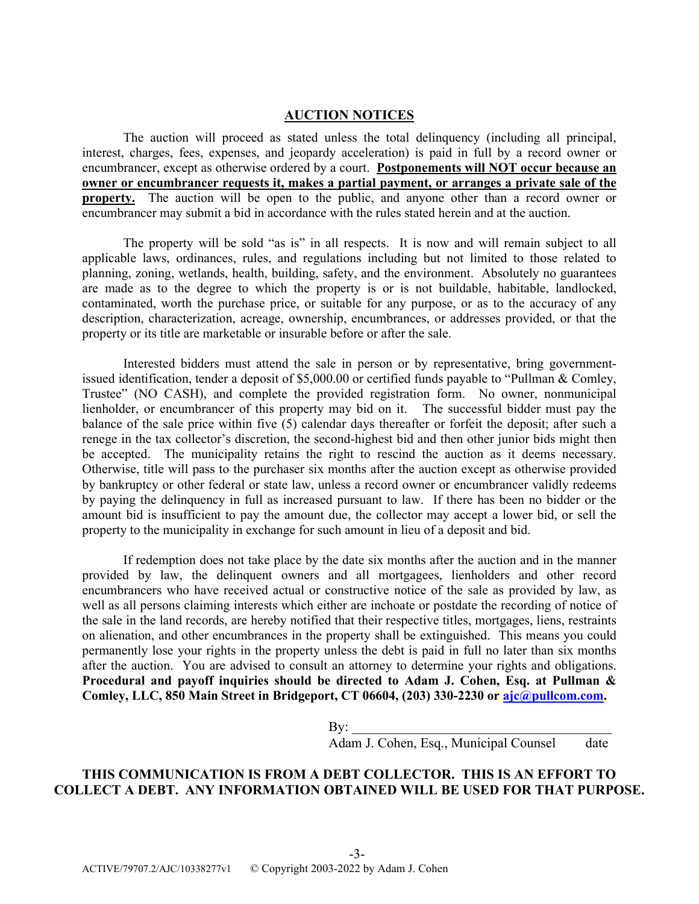## AUCTION NOTICES

The auction will proceed as stated unless the total delinquency (including all principal, interest, charges, fees, expenses, and jeopardy acceleration) is paid in full by a record owner or encumbrancer, except as otherwise ordered by a court. **Postponements will NOT occur because an owner or encumbrancer requests it, makes a partial payment, or arranges a private sale of the property.** The auction will be open to the public, and anyone other than a record owner or encumbrancer may submit a bid in accordance with the rules stated herein and at the auction.

The property will be sold "as is" in all respects. It is now and will remain subject to all applicable laws, ordinances, rules, and regulations including but not limited to those related to planning, zoning, wetlands, health, building, safety, and the environment. Absolutely no guarantees are made as to the degree to which the property is or is not buildable, habitable, landlocked, contaminated, worth the purchase price, or suitable for any purpose, or as to the accuracy of any description, characterization, acreage, ownership, encumbrances, or addresses provided, or that the property or its title are marketable or insurable before or after the sale.

Interested bidders must attend the sale in person or by representative, bring government-issued identification, tender a deposit of $5,000.00 or certified funds payable to "Pullman & Comley, Trustee" (NO CASH), and complete the provided registration form. No owner, nonmunicipal lienholder, or encumbrancer of this property may bid on it. The successful bidder must pay the balance of the sale price within five (5) calendar days thereafter or forfeit the deposit; after such a renege in the tax collector's discretion, the second-highest bid and then other junior bids might then be accepted. The municipality retains the right to rescind the auction as it deems necessary. Otherwise, title will pass to the purchaser six months after the auction except as otherwise provided by bankruptcy or other federal or state law, unless a record owner or encumbrancer validly redeems by paying the delinquency in full as increased pursuant to law. If there has been no bidder or the amount bid is insufficient to pay the amount due, the collector may accept a lower bid, or sell the property to the municipality in exchange for such amount in lieu of a deposit and bid.

If redemption does not take place by the date six months after the auction and in the manner provided by law, the delinquent owners and all mortgagees, lienholders and other record encumbrancers who have received actual or constructive notice of the sale as provided by law, as well as all persons claiming interests which either are inchoate or postdate the recording of notice of the sale in the land records, are hereby notified that their respective titles, mortgages, liens, restraints on alienation, and other encumbrances in the property shall be extinguished. This means you could permanently lose your rights in the property unless the debt is paid in full no later than six months after the auction. You are advised to consult an attorney to determine your rights and obligations. **Procedural and payoff inquiries should be directed to Adam J. Cohen, Esq. at Pullman & Comley, LLC, 850 Main Street in Bridgeport, CT 06604, (203) 330-2230 or ajc@pullcom.com.**

By: ___________________________________

Adam J. Cohen, Esq., Municipal Counsel date

**THIS COMMUNICATION IS FROM A DEBT COLLECTOR. THIS IS AN EFFORT TO COLLECT A DEBT. ANY INFORMATION OBTAINED WILL BE USED FOR THAT PURPOSE.**

ACTIVE/79707.2/AJC/10338277v1 © Copyright 2003-2022 by Adam J. Cohen